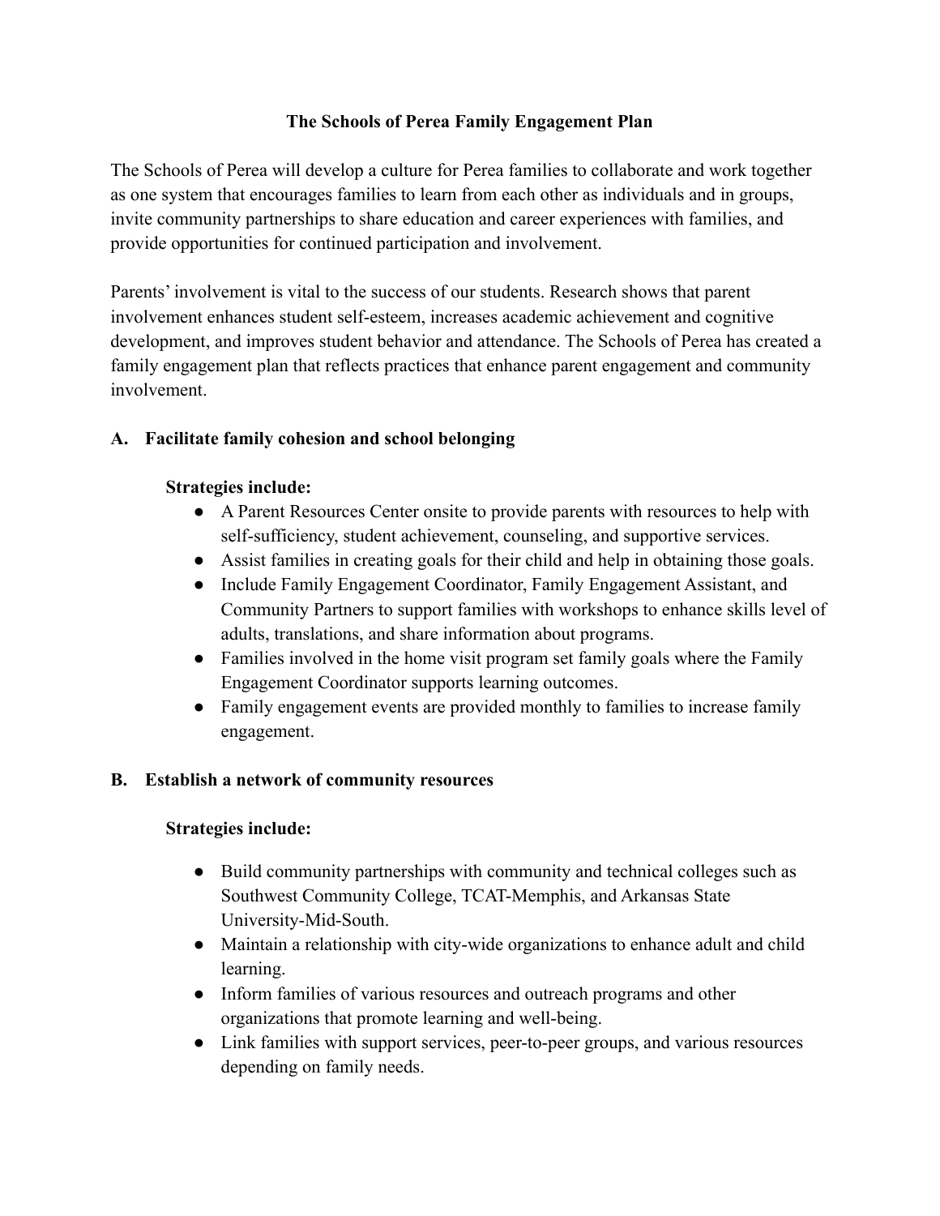# The Schools of Perea Family Engagement Plan

The Schools of Perea will develop a culture for Perea families to collaborate and work together as one system that encourages families to learn from each other as individuals and in groups, invite community partnerships to share education and career experiences with families, and provide opportunities for continued participation and involvement.

Parents' involvement is vital to the success of our students. Research shows that parent involvement enhances student self-esteem, increases academic achievement and cognitive development, and improves student behavior and attendance. The Schools of Perea has created a family engagement plan that reflects practices that enhance parent engagement and community involvement.

## A. Facilitate family cohesion and school belonging

**Strategies include:**

- A Parent Resources Center onsite to provide parents with resources to help with self-sufficiency, student achievement, counseling, and supportive services.
- Assist families in creating goals for their child and help in obtaining those goals.
- Include Family Engagement Coordinator, Family Engagement Assistant, and Community Partners to support families with workshops to enhance skills level of adults, translations, and share information about programs.
- Families involved in the home visit program set family goals where the Family Engagement Coordinator supports learning outcomes.
- Family engagement events are provided monthly to families to increase family engagement.

## B. Establish a network of community resources

**Strategies include:**

- Build community partnerships with community and technical colleges such as Southwest Community College, TCAT-Memphis, and Arkansas State University-Mid-South.
- Maintain a relationship with city-wide organizations to enhance adult and child learning.
- Inform families of various resources and outreach programs and other organizations that promote learning and well-being.
- Link families with support services, peer-to-peer groups, and various resources depending on family needs.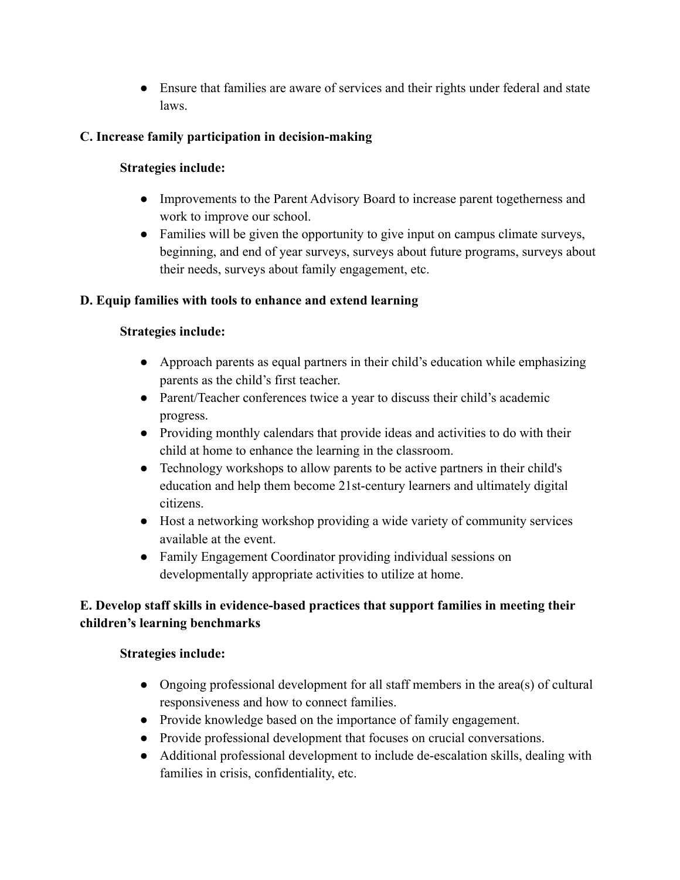- Ensure that families are aware of services and their rights under federal and state laws.

**C. Increase family participation in decision-making**

**Strategies include:**

- Improvements to the Parent Advisory Board to increase parent togetherness and work to improve our school.
- Families will be given the opportunity to give input on campus climate surveys, beginning, and end of year surveys, surveys about future programs, surveys about their needs, surveys about family engagement, etc.

**D. Equip families with tools to enhance and extend learning**

**Strategies include:**

- Approach parents as equal partners in their child's education while emphasizing parents as the child's first teacher.
- Parent/Teacher conferences twice a year to discuss their child's academic progress.
- Providing monthly calendars that provide ideas and activities to do with their child at home to enhance the learning in the classroom.
- Technology workshops to allow parents to be active partners in their child's education and help them become 21st-century learners and ultimately digital citizens.
- Host a networking workshop providing a wide variety of community services available at the event.
- Family Engagement Coordinator providing individual sessions on developmentally appropriate activities to utilize at home.

**E. Develop staff skills in evidence-based practices that support families in meeting their children's learning benchmarks**

**Strategies include:**

- Ongoing professional development for all staff members in the area(s) of cultural responsiveness and how to connect families.
- Provide knowledge based on the importance of family engagement.
- Provide professional development that focuses on crucial conversations.
- Additional professional development to include de-escalation skills, dealing with families in crisis, confidentiality, etc.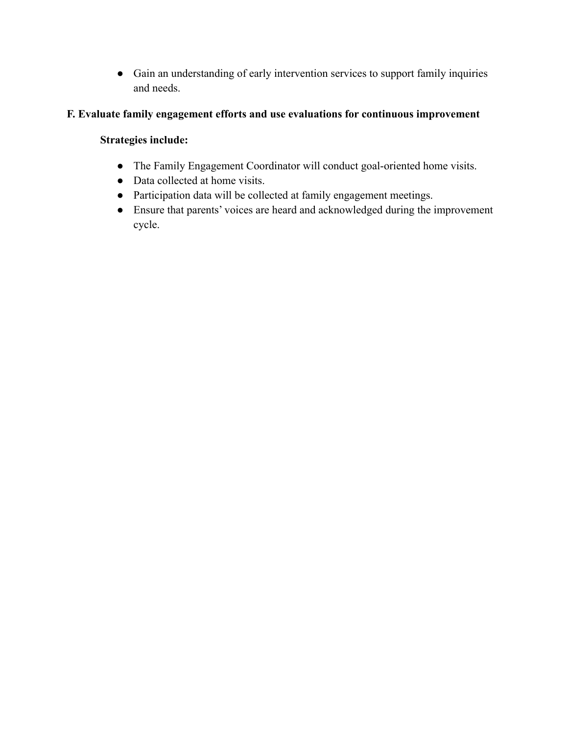- Gain an understanding of early intervention services to support family inquiries and needs.

**F. Evaluate family engagement efforts and use evaluations for continuous improvement**

**Strategies include:**

- The Family Engagement Coordinator will conduct goal-oriented home visits.
- Data collected at home visits.
- Participation data will be collected at family engagement meetings.
- Ensure that parents' voices are heard and acknowledged during the improvement cycle.